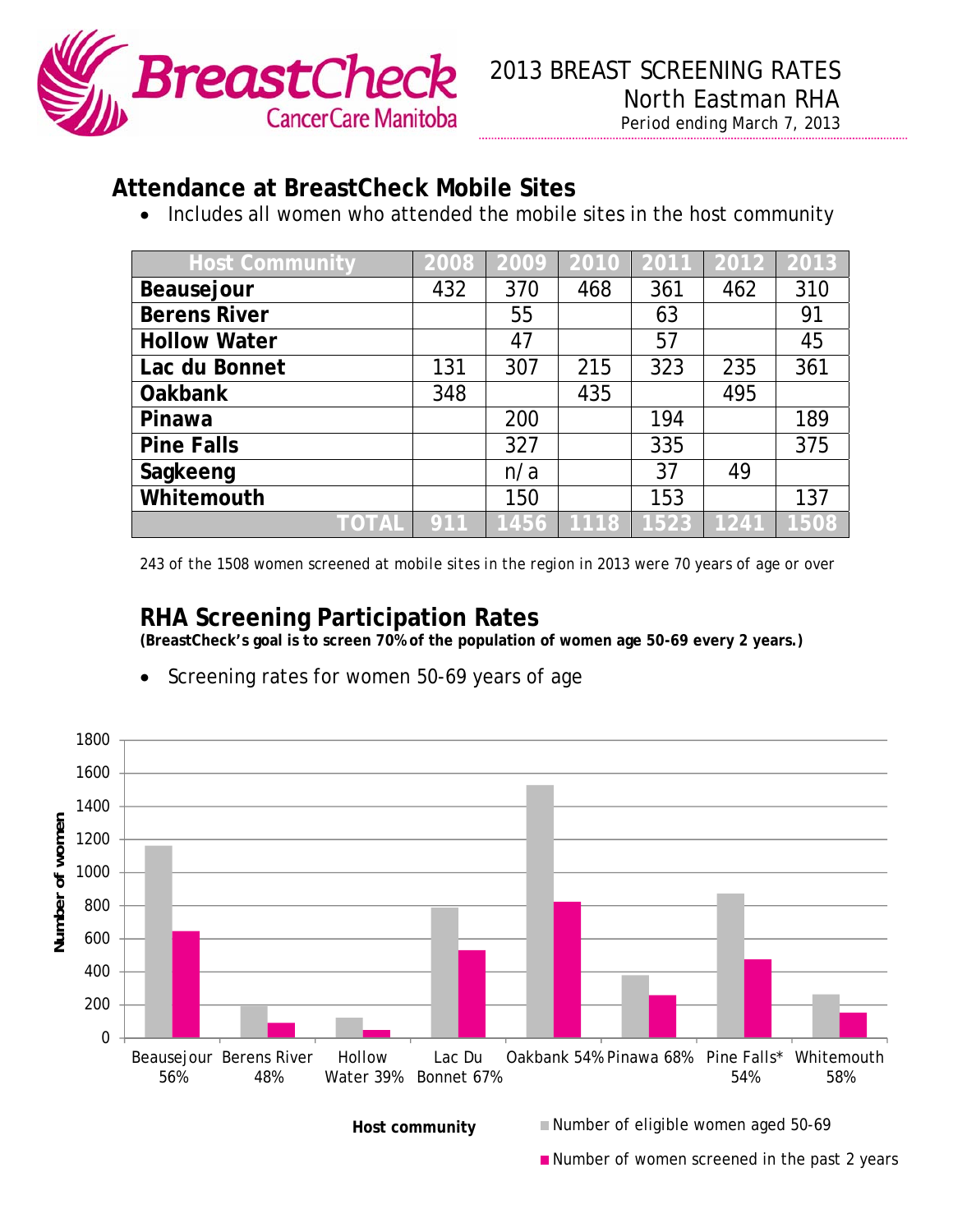# 2013 BREAST SCREENING RATES

North Eastman RHA

Period ending March 7, 2013

BreastCheck CancerCare Manitoba

## Attendance at BreastCheck Mobile Sites

- Includes all women who attended the mobile sites in the host community

| Host Community | 2008 | 2009 | 2010 | 2011 | 2012 | 2013 |
|---|---|---|---|---|---|---|
| **Beausejour** | 432 | 370 | 468 | 361 | 462 | 310 |
| **Berens River** | | 55 | | 63 | | 91 |
| **Hollow Water** | | 47 | | 57 | | 45 |
| **Lac du Bonnet** | 131 | 307 | 215 | 323 | 235 | 361 |
| **Oakbank** | 348 | | 435 | | 495 | |
| **Pinawa** | | 200 | | 194 | | 189 |
| **Pine Falls** | | 327 | | 335 | | 375 |
| **Sagkeeng** | | n/a | | 37 | 49 | |
| **Whitemouth** | | 150 | | 153 | | 137 |
| **TOTAL** | **911** | **1456** | **1118** | **1523** | **1241** | **1508** |

243 of the 1508 women screened at mobile sites in the region in 2013 were 70 years of age or over

## RHA Screening Participation Rates

**(BreastCheck's goal is to screen 70% of the population of women age 50-69 every 2 years.)**

- Screening rates for women 50-69 years of age

Number of women (0–1800) by Host community:

- Beausejour 56%
- Berens River 48%
- Hollow Water 39%
- Lac Du Bonnet 67%
- Oakbank 54%
- Pinawa 68%
- Pine Falls* 54%
- Whitemouth 58%

Legend: Number of eligible women aged 50-69; Number of women screened in the past 2 years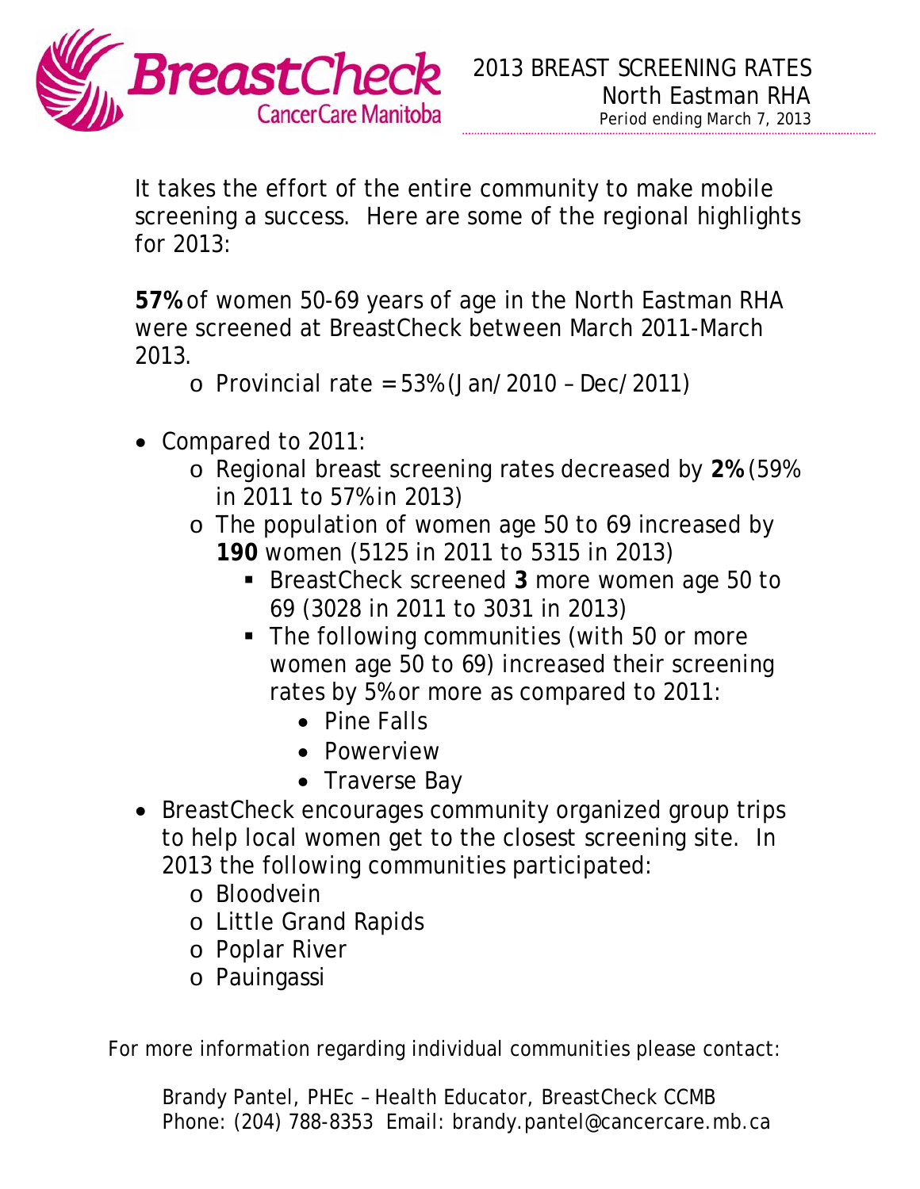BreastCheck CancerCare Manitoba

# 2013 BREAST SCREENING RATES
## North Eastman RHA
Period ending March 7, 2013

It takes the effort of the entire community to make mobile screening a success. Here are some of the regional highlights for 2013:

**57%** of women 50-69 years of age in the North Eastman RHA were screened at BreastCheck between March 2011-March 2013.

- Provincial rate = 53% (Jan/2010 – Dec/2011)

- Compared to 2011:
  - Regional breast screening rates decreased by **2%** (59% in 2011 to 57% in 2013)
  - The population of women age 50 to 69 increased by **190** women (5125 in 2011 to 5315 in 2013)
    - BreastCheck screened **3** more women age 50 to 69 (3028 in 2011 to 3031 in 2013)
    - The following communities (with 50 or more women age 50 to 69) increased their screening rates by 5% or more as compared to 2011:
      - Pine Falls
      - Powerview
      - Traverse Bay
- BreastCheck encourages community organized group trips to help local women get to the closest screening site. In 2013 the following communities participated:
  - Bloodvein
  - Little Grand Rapids
  - Poplar River
  - Pauingassi

For more information regarding individual communities please contact:

Brandy Pantel, PHEc – Health Educator, BreastCheck CCMB
Phone: (204) 788-8353 Email: brandy.pantel@cancercare.mb.ca